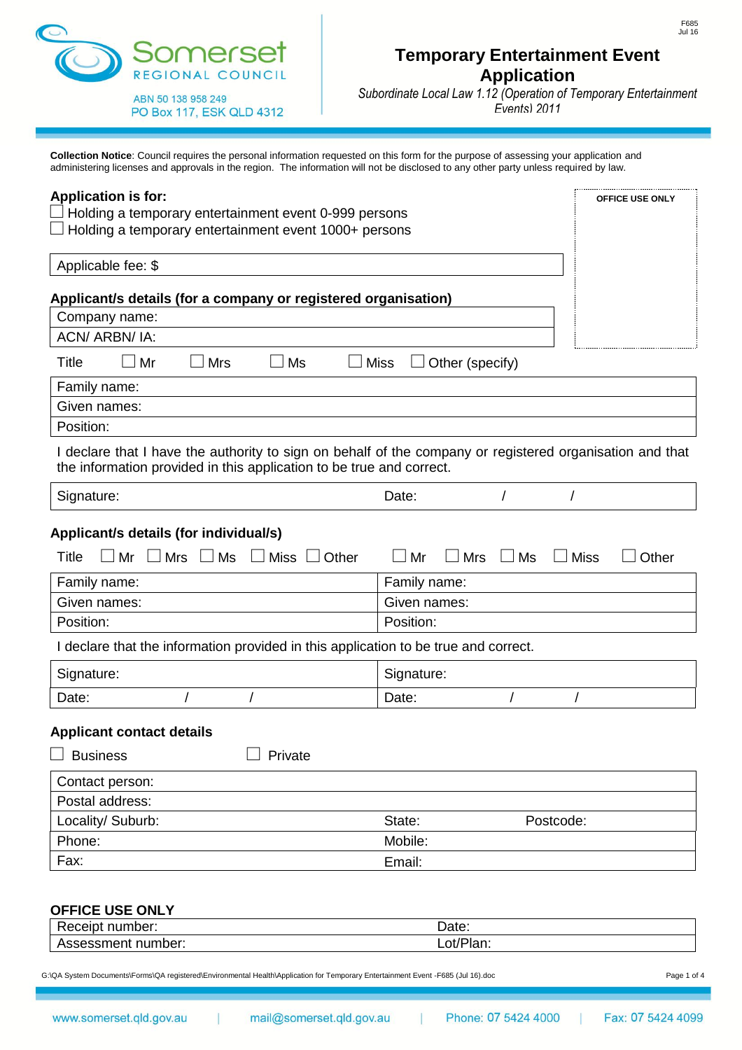F685
Jul 16

**Somerset REGIONAL COUNCIL**

ABN 50 138 958 249
PO Box 117, ESK QLD 4312

# Temporary Entertainment Event Application

*Subordinate Local Law 1.12 (Operation of Temporary Entertainment Events) 2011*

**Collection Notice**: Council requires the personal information requested on this form for the purpose of assessing your application and administering licenses and approvals in the region. The information will not be disclosed to any other party unless required by law.

**OFFICE USE ONLY**

## Application is for:

☐ Holding a temporary entertainment event 0-999 persons
☐ Holding a temporary entertainment event 1000+ persons

| Applicable fee: $ |
|---|

## Applicant/s details (for a company or registered organisation)

| Company name: |
|---|
| ACN/ ARBN/ IA: |

Title ☐ Mr ☐ Mrs ☐ Ms ☐ Miss ☐ Other (specify)

| Family name: |
|---|
| Given names: |
| Position: |

I declare that I have the authority to sign on behalf of the company or registered organisation and that the information provided in this application to be true and correct.

| Signature: | Date: / / |
|---|---|

## Applicant/s details (for individual/s)

Title ☐ Mr ☐ Mrs ☐ Ms ☐ Miss ☐ Other ☐ Mr ☐ Mrs ☐ Ms ☐ Miss ☐ Other

| Family name: | Family name: |
|---|---|
| Given names: | Given names: |
| Position: | Position: |

I declare that the information provided in this application to be true and correct.

| Signature: | Signature: |
|---|---|
| Date: / / | Date: / / |

## Applicant contact details

☐ Business ☐ Private

| Contact person: | | |
|---|---|---|
| Postal address: | | |
| Locality/ Suburb: | State: | Postcode: |
| Phone: | Mobile: | |
| Fax: | Email: | |

## OFFICE USE ONLY

| Receipt number: | Date: |
|---|---|
| Assessment number: | Lot/Plan: |

G:\QA System Documents\Forms\QA registered\Environmental Health\Application for Temporary Entertainment Event -F685 (Jul 16).doc

www.somerset.qld.gov.au | mail@somerset.qld.gov.au | Phone: 07 5424 4000 | Fax: 07 5424 4099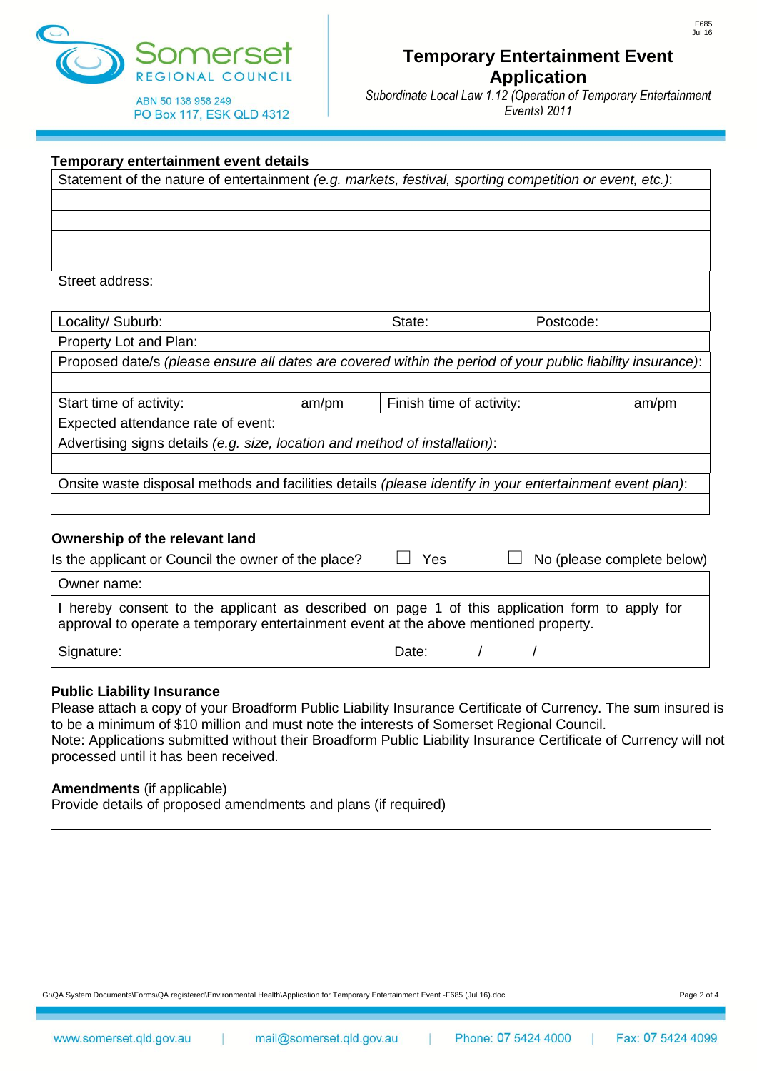Somerset REGIONAL COUNCIL
ABN 50 138 958 249
PO Box 117, ESK QLD 4312

F685
Jul 16

# Temporary Entertainment Event Application

*Subordinate Local Law 1.12 (Operation of Temporary Entertainment Events) 2011*

## Temporary entertainment event details

| Statement of the nature of entertainment *(e.g. markets, festival, sporting competition or event, etc.)*: | | |
|---|---|---|
| | | |
| | | |
| | | |
| | | |
| Street address: | | |
| | | |
| Locality/ Suburb: | State: | Postcode: |
| Property Lot and Plan: | | |
| Proposed date/s *(please ensure all dates are covered within the period of your public liability insurance)*: | | |
| | | |
| Start time of activity: am/pm | Finish time of activity: am/pm | |
| Expected attendance rate of event: | | |
| Advertising signs details *(e.g. size, location and method of installation)*: | | |
| | | |
| Onsite waste disposal methods and facilities details *(please identify in your entertainment event plan)*: | | |
| | | |

## Ownership of the relevant land

Is the applicant or Council the owner of the place? ☐ Yes ☐ No (please complete below)

| Owner name: | |
|---|---|
| I hereby consent to the applicant as described on page 1 of this application form to apply for approval to operate a temporary entertainment event at the above mentioned property. | |
| Signature: | Date: / / |

## Public Liability Insurance

Please attach a copy of your Broadform Public Liability Insurance Certificate of Currency. The sum insured is to be a minimum of $10 million and must note the interests of Somerset Regional Council.
Note: Applications submitted without their Broadform Public Liability Insurance Certificate of Currency will not processed until it has been received.

**Amendments** (if applicable)
Provide details of proposed amendments and plans (if required)

G:\QA System Documents\Forms\QA registered\Environmental Health\Application for Temporary Entertainment Event -F685 (Jul 16).doc

www.somerset.qld.gov.au | mail@somerset.qld.gov.au | Phone: 07 5424 4000 | Fax: 07 5424 4099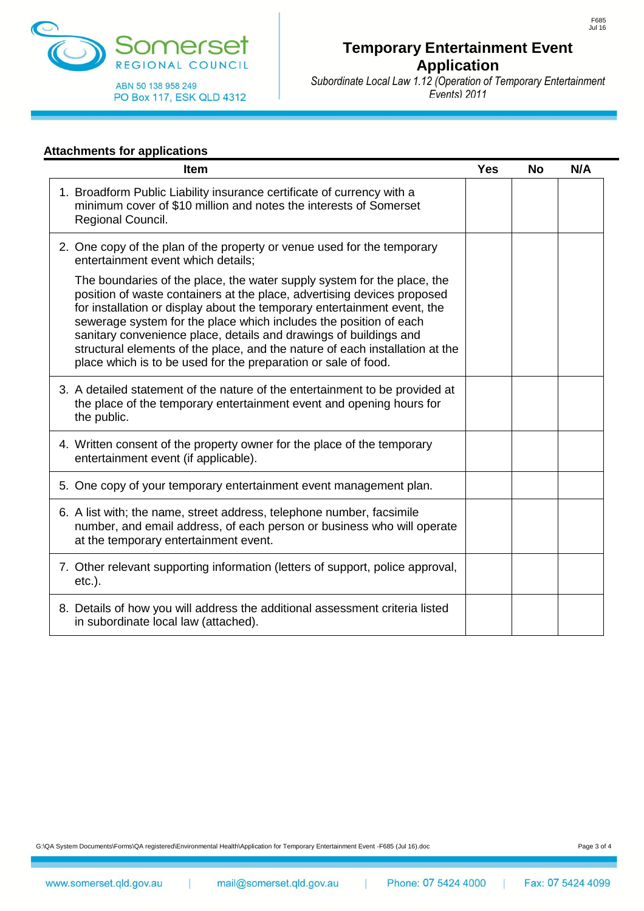## Attachments for applications

| Item | Yes | No | N/A |
|---|---|---|---|
| 1. Broadform Public Liability insurance certificate of currency with a minimum cover of $10 million and notes the interests of Somerset Regional Council. | | | |
| 2. One copy of the plan of the property or venue used for the temporary entertainment event which details; The boundaries of the place, the water supply system for the place, the position of waste containers at the place, advertising devices proposed for installation or display about the temporary entertainment event, the sewerage system for the place which includes the position of each sanitary convenience place, details and drawings of buildings and structural elements of the place, and the nature of each installation at the place which is to be used for the preparation or sale of food. | | | |
| 3. A detailed statement of the nature of the entertainment to be provided at the place of the temporary entertainment event and opening hours for the public. | | | |
| 4. Written consent of the property owner for the place of the temporary entertainment event (if applicable). | | | |
| 5. One copy of your temporary entertainment event management plan. | | | |
| 6. A list with; the name, street address, telephone number, facsimile number, and email address, of each person or business who will operate at the temporary entertainment event. | | | |
| 7. Other relevant supporting information (letters of support, police approval, etc.). | | | |
| 8. Details of how you will address the additional assessment criteria listed in subordinate local law (attached). | | | |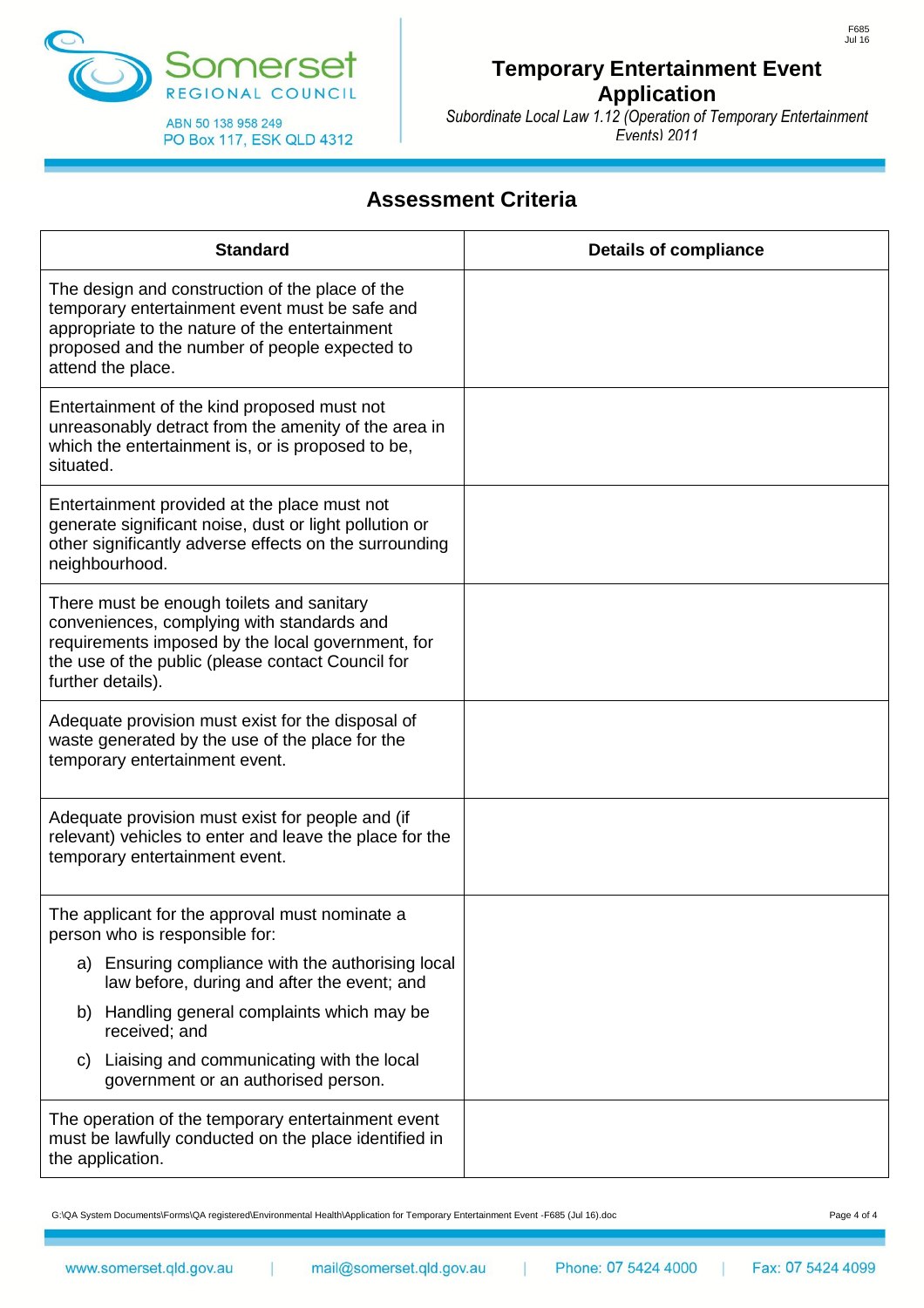## Assessment Criteria

| Standard | Details of compliance |
|---|---|
| The design and construction of the place of the temporary entertainment event must be safe and appropriate to the nature of the entertainment proposed and the number of people expected to attend the place. | |
| Entertainment of the kind proposed must not unreasonably detract from the amenity of the area in which the entertainment is, or is proposed to be, situated. | |
| Entertainment provided at the place must not generate significant noise, dust or light pollution or other significantly adverse effects on the surrounding neighbourhood. | |
| There must be enough toilets and sanitary conveniences, complying with standards and requirements imposed by the local government, for the use of the public (please contact Council for further details). | |
| Adequate provision must exist for the disposal of waste generated by the use of the place for the temporary entertainment event. | |
| Adequate provision must exist for people and (if relevant) vehicles to enter and leave the place for the temporary entertainment event. | |
| The applicant for the approval must nominate a person who is responsible for:<br>a) Ensuring compliance with the authorising local law before, during and after the event; and<br>b) Handling general complaints which may be received; and<br>c) Liaising and communicating with the local government or an authorised person. | |
| The operation of the temporary entertainment event must be lawfully conducted on the place identified in the application. | |